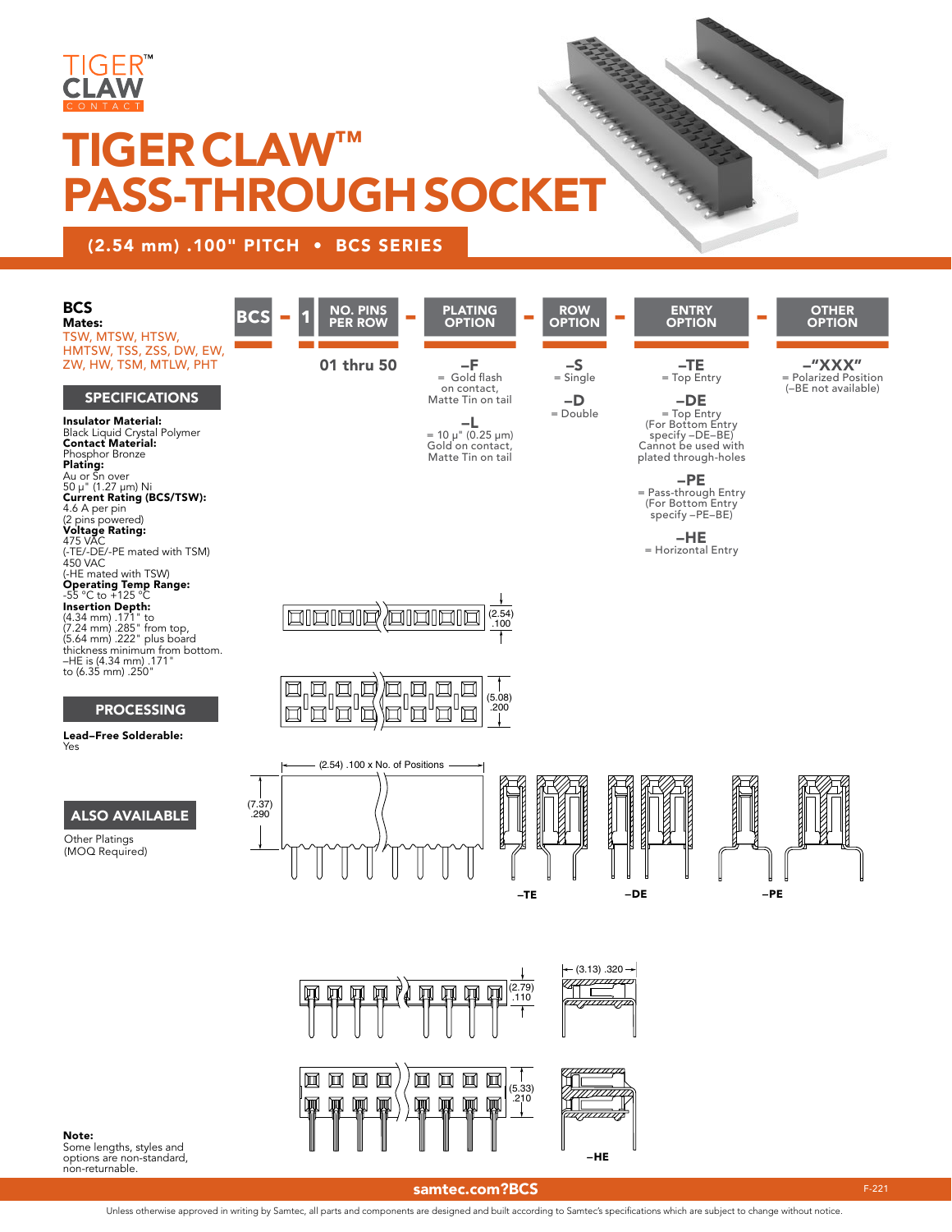# TIGER CLAW™ PASS-THROUGH SOCKET

## (2.54 mm) .100" PITCH • BCS SERIES

**BCS**
**Mates:**
TSW, MTSW, HTSW, HMTSW, TSS, ZSS, DW, EW, ZW, HW, TSM, MTLW, PHT

### SPECIFICATIONS

**Insulator Material:**
Black Liquid Crystal Polymer
**Contact Material:**
Phosphor Bronze
**Plating:**
Au or Sn over 50 µ" (1.27 µm) Ni
**Current Rating (BCS/TSW):**
4.6 A per pin (2 pins powered)
**Voltage Rating:**
475 VAC (-TE/-DE/-PE mated with TSM)
450 VAC (-HE mated with TSW)
**Operating Temp Range:**
-55 °C to +125 °C
**Insertion Depth:**
(4.34 mm) .171" to (7.24 mm) .285" from top, (5.64 mm) .222" plus board thickness minimum from bottom.
–HE is (4.34 mm) .171" to (6.35 mm) .250"

### PROCESSING

**Lead–Free Solderable:**
Yes

### ALSO AVAILABLE

Other Platings
(MOQ Required)

| BCS | 1 | NO. PINS PER ROW | PLATING OPTION | ROW OPTION | ENTRY OPTION | OTHER OPTION |
|---|---|---|---|---|---|---|
| | | 01 thru 50 | **–F** = Gold flash on contact, Matte Tin on tail<br>**–L** = 10 µ" (0.25 µm) Gold on contact, Matte Tin on tail | **–S** = Single<br>**–D** = Double | **–TE** = Top Entry<br>**–DE** = Top Entry (For Bottom Entry specify –DE–BE) Cannot be used with plated through-holes<br>**–PE** = Pass-through Entry (For Bottom Entry specify –PE–BE)<br>**–HE** = Horizontal Entry | **–"XXX"** = Polarized Position (–BE not available) |

(2.54) .100

(5.08) .200

(2.54) .100 x No. of Positions

(7.37) .290

–TE  –DE  –PE

(2.79) .110

(3.13) .320

(5.33) .210

–HE

**Note:**
Some lengths, styles and options are non-standard, non-returnable.

samtec.com?BCS

Unless otherwise approved in writing by Samtec, all parts and components are designed and built according to Samtec's specifications which are subject to change without notice.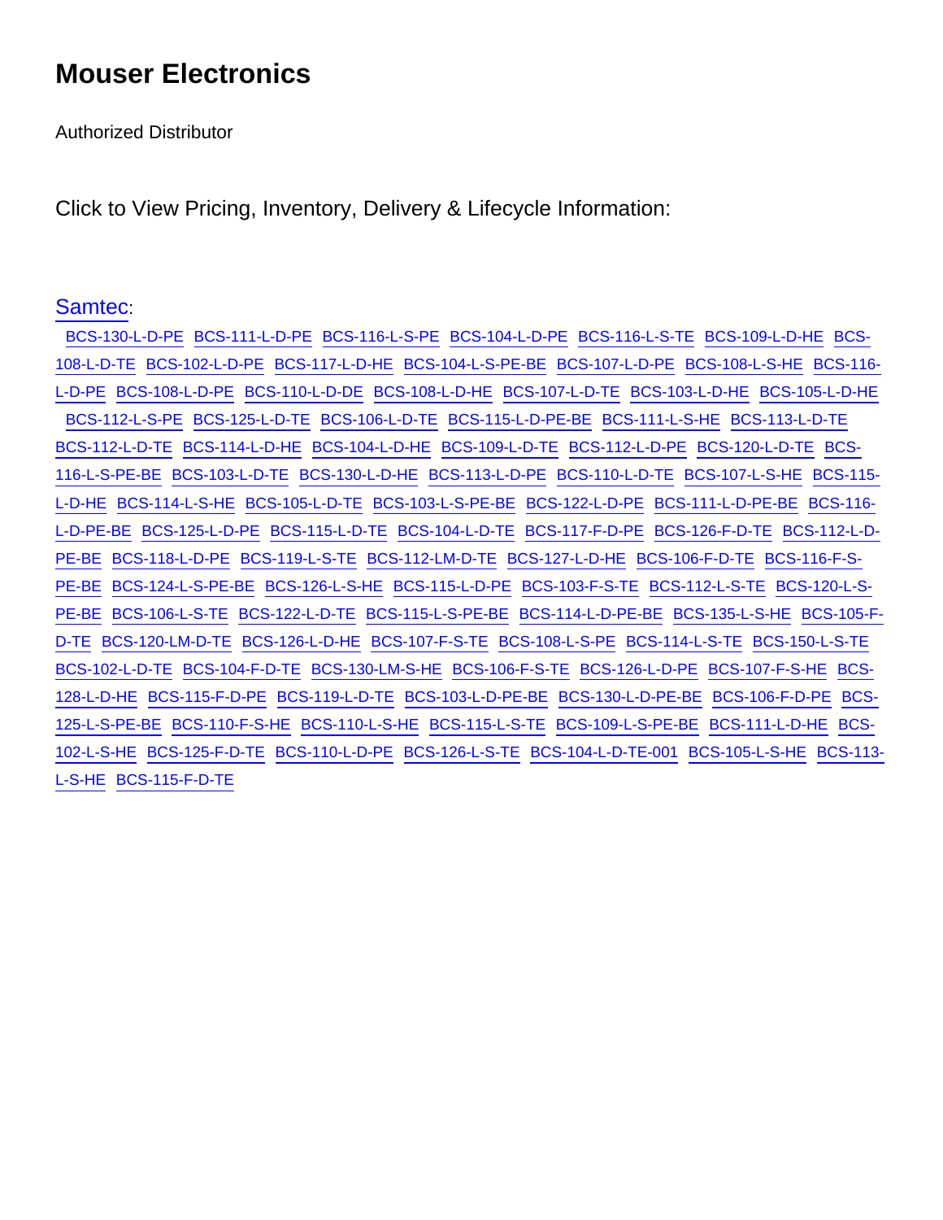# Mouser Electronics

Authorized Distributor

Click to View Pricing, Inventory, Delivery & Lifecycle Information:

Samtec:

BCS-130-L-D-PE BCS-111-L-D-PE BCS-116-L-S-PE BCS-104-L-D-PE BCS-116-L-S-TE BCS-109-L-D-HE BCS-108-L-D-TE BCS-102-L-D-PE BCS-117-L-D-HE BCS-104-L-S-PE-BE BCS-107-L-D-PE BCS-108-L-S-HE BCS-116-L-D-PE BCS-108-L-D-PE BCS-110-L-D-DE BCS-108-L-D-HE BCS-107-L-D-TE BCS-103-L-D-HE BCS-105-L-D-HE BCS-112-L-S-PE BCS-125-L-D-TE BCS-106-L-D-TE BCS-115-L-D-PE-BE BCS-111-L-S-HE BCS-113-L-D-TE BCS-112-L-D-TE BCS-114-L-D-HE BCS-104-L-D-HE BCS-109-L-D-TE BCS-112-L-D-PE BCS-120-L-D-TE BCS-116-L-S-PE-BE BCS-103-L-D-TE BCS-130-L-D-HE BCS-113-L-D-PE BCS-110-L-D-TE BCS-107-L-S-HE BCS-115-L-D-HE BCS-114-L-S-HE BCS-105-L-D-TE BCS-103-L-S-PE-BE BCS-122-L-D-PE BCS-111-L-D-PE-BE BCS-116-L-D-PE-BE BCS-125-L-D-PE BCS-115-L-D-TE BCS-104-L-D-TE BCS-117-F-D-PE BCS-126-F-D-TE BCS-112-L-D-PE-BE BCS-118-L-D-PE BCS-119-L-S-TE BCS-112-LM-D-TE BCS-127-L-D-HE BCS-106-F-D-TE BCS-116-F-S-PE-BE BCS-124-L-S-PE-BE BCS-126-L-S-HE BCS-115-L-D-PE BCS-103-F-S-TE BCS-112-L-S-TE BCS-120-L-S-PE-BE BCS-106-L-S-TE BCS-122-L-D-TE BCS-115-L-S-PE-BE BCS-114-L-D-PE-BE BCS-135-L-S-HE BCS-105-F-D-TE BCS-120-LM-D-TE BCS-126-L-D-HE BCS-107-F-S-TE BCS-108-L-S-PE BCS-114-L-S-TE BCS-150-L-S-TE BCS-102-L-D-TE BCS-104-F-D-TE BCS-130-LM-S-HE BCS-106-F-S-TE BCS-126-L-D-PE BCS-107-F-S-HE BCS-128-L-D-HE BCS-115-F-D-PE BCS-119-L-D-TE BCS-103-L-D-PE-BE BCS-130-L-D-PE-BE BCS-106-F-D-PE BCS-125-L-S-PE-BE BCS-110-F-S-HE BCS-110-L-S-HE BCS-115-L-S-TE BCS-109-L-S-PE-BE BCS-111-L-D-HE BCS-102-L-S-HE BCS-125-F-D-TE BCS-110-L-D-PE BCS-126-L-S-TE BCS-104-L-D-TE-001 BCS-105-L-S-HE BCS-113-L-S-HE BCS-115-F-D-TE